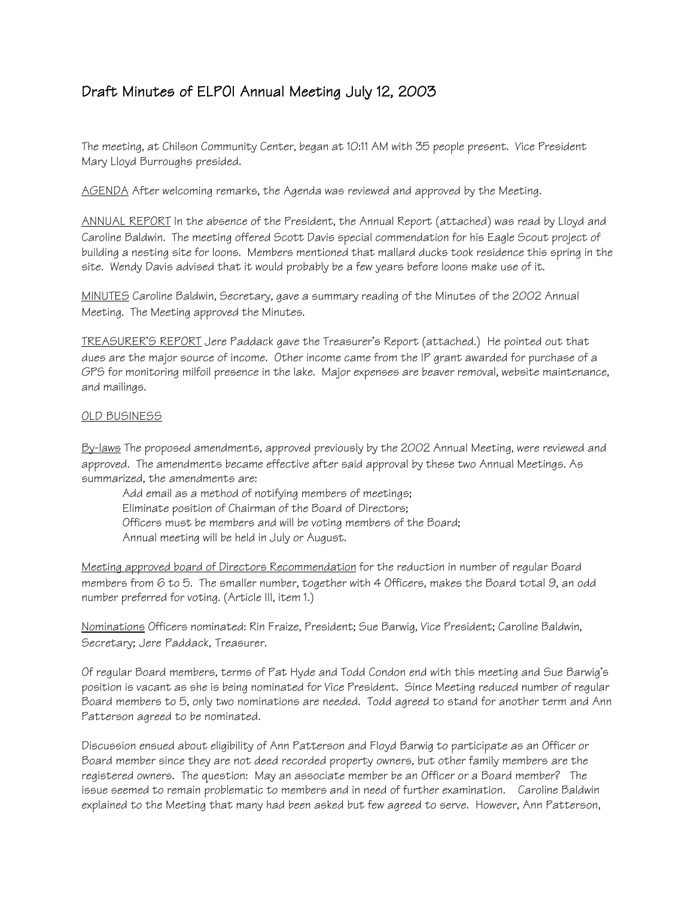# Draft Minutes of ELPOI Annual Meeting July 12, 2003

The meeting, at Chilson Community Center, began at 10:11 AM with 35 people present. Vice President Mary Lloyd Burroughs presided.

<u>AGENDA</u> After welcoming remarks, the Agenda was reviewed and approved by the Meeting.

<u>ANNUAL REPORT</u> In the absence of the President, the Annual Report (attached) was read by Lloyd and Caroline Baldwin. The meeting offered Scott Davis special commendation for his Eagle Scout project of building a nesting site for loons. Members mentioned that mallard ducks took residence this spring in the site. Wendy Davis advised that it would probably be a few years before loons make use of it.

<u>MINUTES</u> Caroline Baldwin, Secretary, gave a summary reading of the Minutes of the 2002 Annual Meeting. The Meeting approved the Minutes.

<u>TREASURER'S REPORT</u> Jere Paddack gave the Treasurer's Report (attached.) He pointed out that dues are the major source of income. Other income came from the IP grant awarded for purchase of a GPS for monitoring milfoil presence in the lake. Major expenses are beaver removal, website maintenance, and mailings.

<u>OLD BUSINESS</u>

<u>By-laws</u> The proposed amendments, approved previously by the 2002 Annual Meeting, were reviewed and approved. The amendments became effective after said approval by these two Annual Meetings. As summarized, the amendments are:

- Add email as a method of notifying members of meetings;
- Eliminate position of Chairman of the Board of Directors;
- Officers must be members and will be voting members of the Board;
- Annual meeting will be held in July or August.

<u>Meeting approved board of Directors Recommendation</u> for the reduction in number of regular Board members from 6 to 5. The smaller number, together with 4 Officers, makes the Board total 9, an odd number preferred for voting. (Article III, item 1.)

<u>Nominations</u> Officers nominated: Rin Fraize, President; Sue Barwig, Vice President; Caroline Baldwin, Secretary; Jere Paddack, Treasurer.

Of regular Board members, terms of Pat Hyde and Todd Condon end with this meeting and Sue Barwig's position is vacant as she is being nominated for Vice President. Since Meeting reduced number of regular Board members to 5, only two nominations are needed. Todd agreed to stand for another term and Ann Patterson agreed to be nominated.

Discussion ensued about eligibility of Ann Patterson and Floyd Barwig to participate as an Officer or Board member since they are not deed recorded property owners, but other family members are the registered owners. The question: May an associate member be an Officer or a Board member? The issue seemed to remain problematic to members and in need of further examination. Caroline Baldwin explained to the Meeting that many had been asked but few agreed to serve. However, Ann Patterson,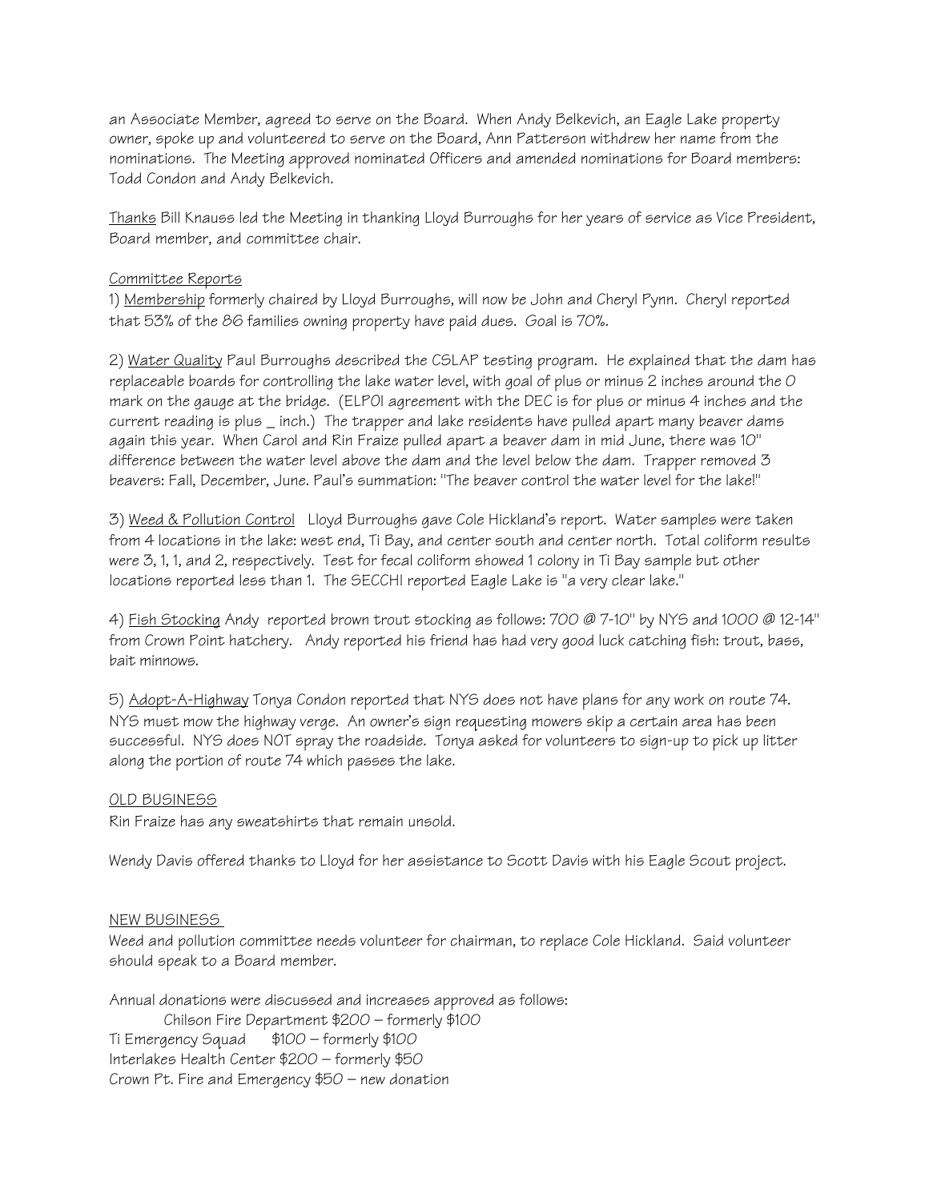an Associate Member, agreed to serve on the Board. When Andy Belkevich, an Eagle Lake property owner, spoke up and volunteered to serve on the Board, Ann Patterson withdrew her name from the nominations. The Meeting approved nominated Officers and amended nominations for Board members: Todd Condon and Andy Belkevich.

Thanks Bill Knauss led the Meeting in thanking Lloyd Burroughs for her years of service as Vice President, Board member, and committee chair.

Committee Reports

1) Membership formerly chaired by Lloyd Burroughs, will now be John and Cheryl Pynn. Cheryl reported that 53% of the 86 families owning property have paid dues. Goal is 70%.

2) Water Quality Paul Burroughs described the CSLAP testing program. He explained that the dam has replaceable boards for controlling the lake water level, with goal of plus or minus 2 inches around the 0 mark on the gauge at the bridge. (ELPOI agreement with the DEC is for plus or minus 4 inches and the current reading is plus _ inch.) The trapper and lake residents have pulled apart many beaver dams again this year. When Carol and Rin Fraize pulled apart a beaver dam in mid June, there was 10" difference between the water level above the dam and the level below the dam. Trapper removed 3 beavers: Fall, December, June. Paul's summation: "The beaver control the water level for the lake!"

3) Weed & Pollution Control Lloyd Burroughs gave Cole Hickland's report. Water samples were taken from 4 locations in the lake: west end, Ti Bay, and center south and center north. Total coliform results were 3, 1, 1, and 2, respectively. Test for fecal coliform showed 1 colony in Ti Bay sample but other locations reported less than 1. The SECCHI reported Eagle Lake is "a very clear lake."

4) Fish Stocking Andy reported brown trout stocking as follows: 700 @ 7-10" by NYS and 1000 @ 12-14" from Crown Point hatchery. Andy reported his friend has had very good luck catching fish: trout, bass, bait minnows.

5) Adopt-A-Highway Tonya Condon reported that NYS does not have plans for any work on route 74. NYS must mow the highway verge. An owner's sign requesting mowers skip a certain area has been successful. NYS does NOT spray the roadside. Tonya asked for volunteers to sign-up to pick up litter along the portion of route 74 which passes the lake.

OLD BUSINESS

Rin Fraize has any sweatshirts that remain unsold.

Wendy Davis offered thanks to Lloyd for her assistance to Scott Davis with his Eagle Scout project.

NEW BUSINESS

Weed and pollution committee needs volunteer for chairman, to replace Cole Hickland. Said volunteer should speak to a Board member.

Annual donations were discussed and increases approved as follows:

Chilson Fire Department $200 – formerly $100
Ti Emergency Squad $100 – formerly $100
Interlakes Health Center $200 – formerly $50
Crown Pt. Fire and Emergency $50 – new donation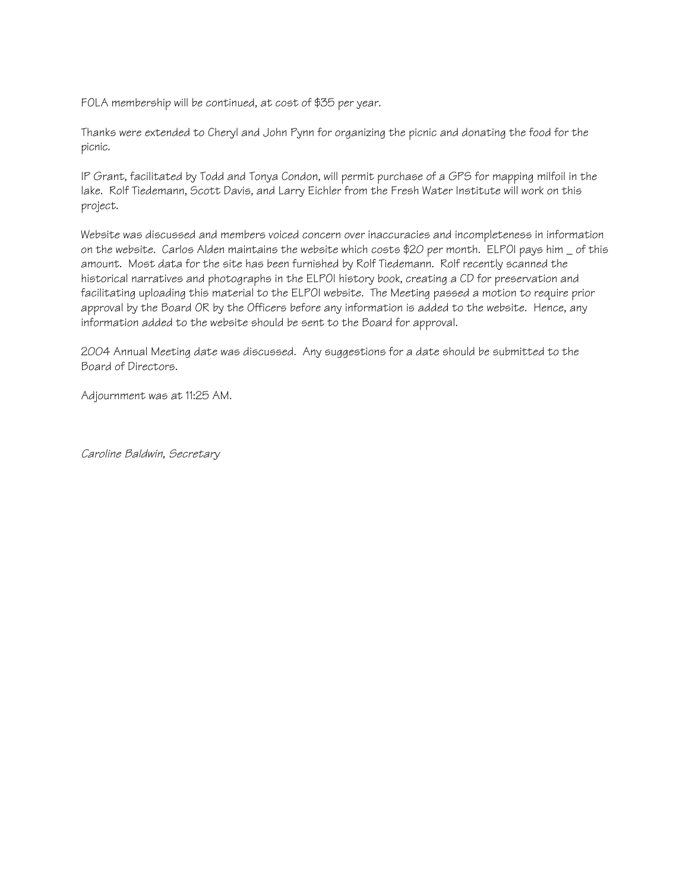FOLA membership will be continued, at cost of $35 per year.

Thanks were extended to Cheryl and John Pynn for organizing the picnic and donating the food for the picnic.

IP Grant, facilitated by Todd and Tonya Condon, will permit purchase of a GPS for mapping milfoil in the lake. Rolf Tiedemann, Scott Davis, and Larry Eichler from the Fresh Water Institute will work on this project.

Website was discussed and members voiced concern over inaccuracies and incompleteness in information on the website. Carlos Alden maintains the website which costs $20 per month. ELPOI pays him _ of this amount. Most data for the site has been furnished by Rolf Tiedemann. Rolf recently scanned the historical narratives and photographs in the ELPOI history book, creating a CD for preservation and facilitating uploading this material to the ELPOI website. The Meeting passed a motion to require prior approval by the Board OR by the Officers before any information is added to the website. Hence, any information added to the website should be sent to the Board for approval.

2004 Annual Meeting date was discussed. Any suggestions for a date should be submitted to the Board of Directors.

Adjournment was at 11:25 AM.

*Caroline Baldwin, Secretary*